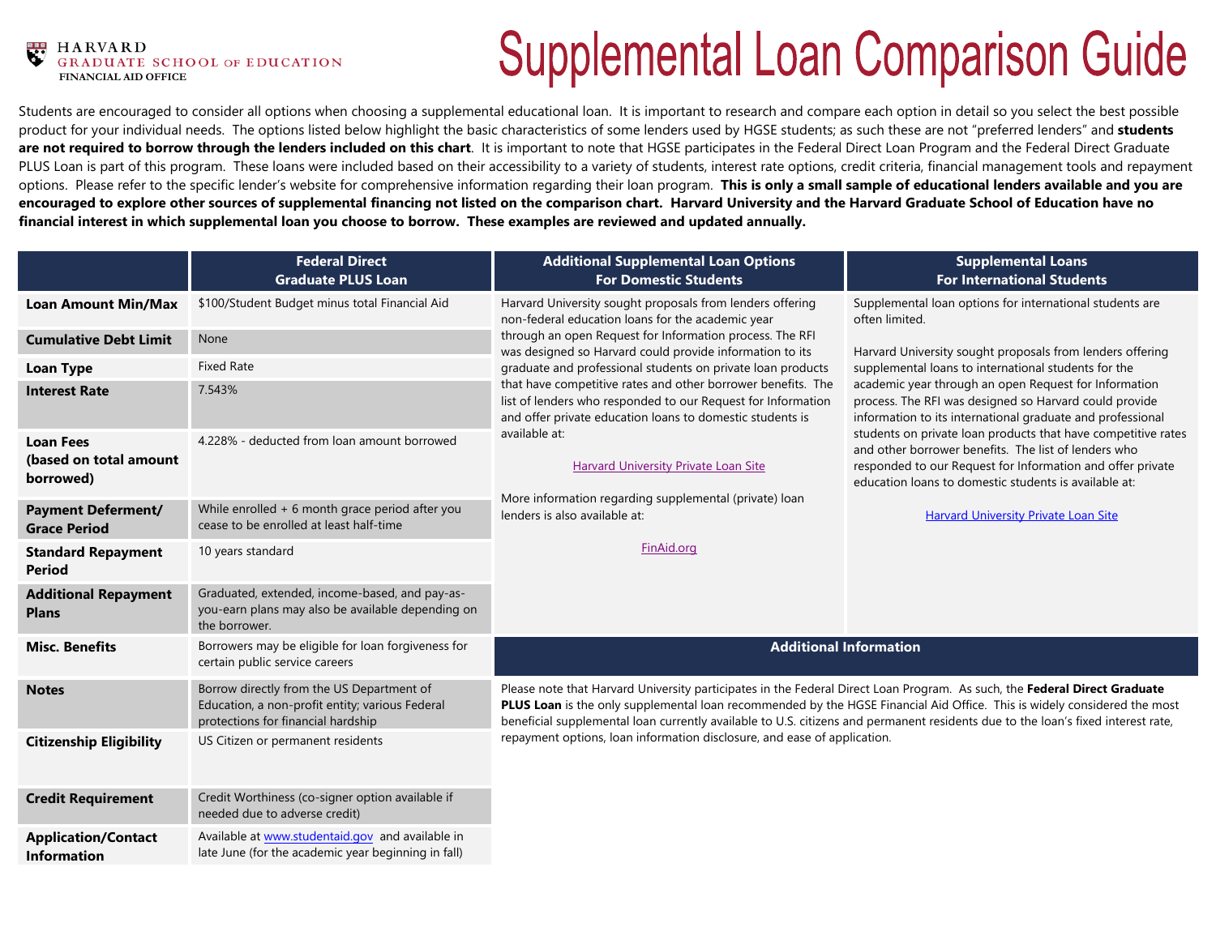HARVARD
GRADUATE SCHOOL OF EDUCATION
FINANCIAL AID OFFICE

# Supplemental Loan Comparison Guide

Students are encouraged to consider all options when choosing a supplemental educational loan. It is important to research and compare each option in detail so you select the best possible product for your individual needs. The options listed below highlight the basic characteristics of some lenders used by HGSE students; as such these are not "preferred lenders" and **students are not required to borrow through the lenders included on this chart**. It is important to note that HGSE participates in the Federal Direct Loan Program and the Federal Direct Graduate PLUS Loan is part of this program. These loans were included based on their accessibility to a variety of students, interest rate options, credit criteria, financial management tools and repayment options. Please refer to the specific lender's website for comprehensive information regarding their loan program. **This is only a small sample of educational lenders available and you are encouraged to explore other sources of supplemental financing not listed on the comparison chart. Harvard University and the Harvard Graduate School of Education have no financial interest in which supplemental loan you choose to borrow. These examples are reviewed and updated annually.**

| | Federal Direct Graduate PLUS Loan |
|---|---|
| **Loan Amount Min/Max** | $100/Student Budget minus total Financial Aid |
| **Cumulative Debt Limit** | None |
| **Loan Type** | Fixed Rate |
| **Interest Rate** | 7.543% |
| **Loan Fees (based on total amount borrowed)** | 4.228% - deducted from loan amount borrowed |
| **Payment Deferment/ Grace Period** | While enrolled + 6 month grace period after you cease to be enrolled at least half-time |
| **Standard Repayment Period** | 10 years standard |
| **Additional Repayment Plans** | Graduated, extended, income-based, and pay-as-you-earn plans may also be available depending on the borrower. |
| **Misc. Benefits** | Borrowers may be eligible for loan forgiveness for certain public service careers |
| **Notes** | Borrow directly from the US Department of Education, a non-profit entity; various Federal protections for financial hardship |
| **Citizenship Eligibility** | US Citizen or permanent residents |
| **Credit Requirement** | Credit Worthiness (co-signer option available if needed due to adverse credit) |
| **Application/Contact Information** | Available at www.studentaid.gov and available in late June (for the academic year beginning in fall) |

## Additional Supplemental Loan Options For Domestic Students

Harvard University sought proposals from lenders offering non-federal education loans for the academic year through an open Request for Information process. The RFI was designed so Harvard could provide information to its graduate and professional students on private loan products that have competitive rates and other borrower benefits. The list of lenders who responded to our Request for Information and offer private education loans to domestic students is available at:

Harvard University Private Loan Site

More information regarding supplemental (private) loan lenders is also available at:

FinAid.org

## Supplemental Loans For International Students

Supplemental loan options for international students are often limited.

Harvard University sought proposals from lenders offering supplemental loans to international students for the academic year through an open Request for Information process. The RFI was designed so Harvard could provide information to its international graduate and professional students on private loan products that have competitive rates and other borrower benefits. The list of lenders who responded to our Request for Information and offer private education loans to domestic students is available at:

Harvard University Private Loan Site

## Additional Information

Please note that Harvard University participates in the Federal Direct Loan Program. As such, the **Federal Direct Graduate PLUS Loan** is the only supplemental loan recommended by the HGSE Financial Aid Office. This is widely considered the most beneficial supplemental loan currently available to U.S. citizens and permanent residents due to the loan's fixed interest rate, repayment options, loan information disclosure, and ease of application.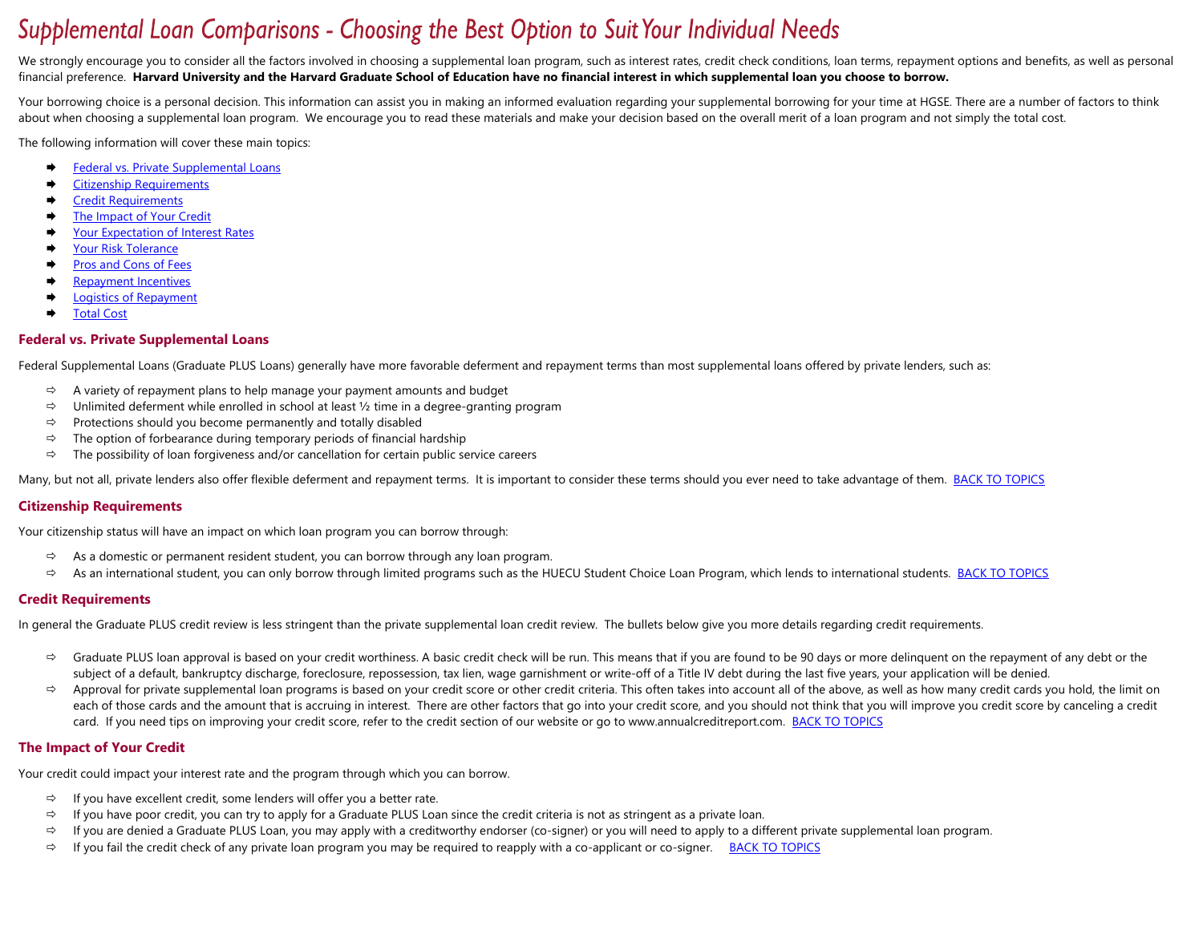# *Supplemental Loan Comparisons - Choosing the Best Option to Suit Your Individual Needs*

We strongly encourage you to consider all the factors involved in choosing a supplemental loan program, such as interest rates, credit check conditions, loan terms, repayment options and benefits, as well as personal financial preference. **Harvard University and the Harvard Graduate School of Education have no financial interest in which supplemental loan you choose to borrow.**

Your borrowing choice is a personal decision. This information can assist you in making an informed evaluation regarding your supplemental borrowing for your time at HGSE. There are a number of factors to think about when choosing a supplemental loan program. We encourage you to read these materials and make your decision based on the overall merit of a loan program and not simply the total cost.

The following information will cover these main topics:

- Federal vs. Private Supplemental Loans
- Citizenship Requirements
- Credit Requirements
- The Impact of Your Credit
- Your Expectation of Interest Rates
- Your Risk Tolerance
- Pros and Cons of Fees
- Repayment Incentives
- Logistics of Repayment
- Total Cost

## Federal vs. Private Supplemental Loans

Federal Supplemental Loans (Graduate PLUS Loans) generally have more favorable deferment and repayment terms than most supplemental loans offered by private lenders, such as:

- A variety of repayment plans to help manage your payment amounts and budget
- Unlimited deferment while enrolled in school at least ½ time in a degree-granting program
- Protections should you become permanently and totally disabled
- The option of forbearance during temporary periods of financial hardship
- The possibility of loan forgiveness and/or cancellation for certain public service careers

Many, but not all, private lenders also offer flexible deferment and repayment terms. It is important to consider these terms should you ever need to take advantage of them. BACK TO TOPICS

## Citizenship Requirements

Your citizenship status will have an impact on which loan program you can borrow through:

- As a domestic or permanent resident student, you can borrow through any loan program.
- As an international student, you can only borrow through limited programs such as the HUECU Student Choice Loan Program, which lends to international students. BACK TO TOPICS

## Credit Requirements

In general the Graduate PLUS credit review is less stringent than the private supplemental loan credit review. The bullets below give you more details regarding credit requirements.

- Graduate PLUS loan approval is based on your credit worthiness. A basic credit check will be run. This means that if you are found to be 90 days or more delinquent on the repayment of any debt or the subject of a default, bankruptcy discharge, foreclosure, repossession, tax lien, wage garnishment or write-off of a Title IV debt during the last five years, your application will be denied.
- Approval for private supplemental loan programs is based on your credit score or other credit criteria. This often takes into account all of the above, as well as how many credit cards you hold, the limit on each of those cards and the amount that is accruing in interest. There are other factors that go into your credit score, and you should not think that you will improve you credit score by canceling a credit card. If you need tips on improving your credit score, refer to the credit section of our website or go to www.annualcreditreport.com. BACK TO TOPICS

## The Impact of Your Credit

Your credit could impact your interest rate and the program through which you can borrow.

- If you have excellent credit, some lenders will offer you a better rate.
- If you have poor credit, you can try to apply for a Graduate PLUS Loan since the credit criteria is not as stringent as a private loan.
- If you are denied a Graduate PLUS Loan, you may apply with a creditworthy endorser (co-signer) or you will need to apply to a different private supplemental loan program.
- If you fail the credit check of any private loan program you may be required to reapply with a co-applicant or co-signer. BACK TO TOPICS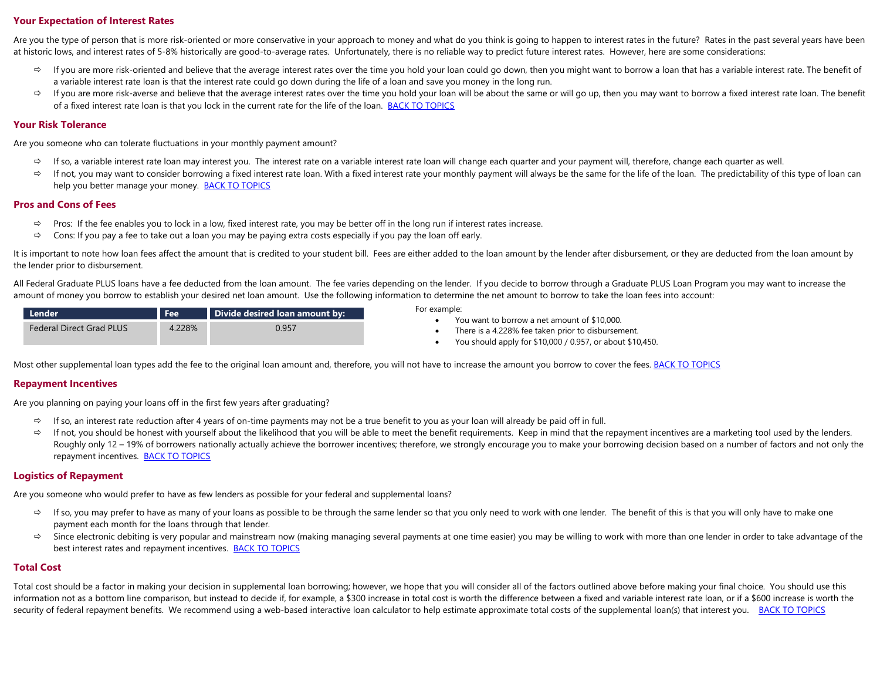## Your Expectation of Interest Rates

Are you the type of person that is more risk-oriented or more conservative in your approach to money and what do you think is going to happen to interest rates in the future? Rates in the past several years have been at historic lows, and interest rates of 5-8% historically are good-to-average rates. Unfortunately, there is no reliable way to predict future interest rates. However, here are some considerations:

- If you are more risk-oriented and believe that the average interest rates over the time you hold your loan could go down, then you might want to borrow a loan that has a variable interest rate. The benefit of a variable interest rate loan is that the interest rate could go down during the life of a loan and save you money in the long run.
- If you are more risk-averse and believe that the average interest rates over the time you hold your loan will be about the same or will go up, then you may want to borrow a fixed interest rate loan. The benefit of a fixed interest rate loan is that you lock in the current rate for the life of the loan. BACK TO TOPICS

## Your Risk Tolerance

Are you someone who can tolerate fluctuations in your monthly payment amount?

- If so, a variable interest rate loan may interest you. The interest rate on a variable interest rate loan will change each quarter and your payment will, therefore, change each quarter as well.
- If not, you may want to consider borrowing a fixed interest rate loan. With a fixed interest rate your monthly payment will always be the same for the life of the loan. The predictability of this type of loan can help you better manage your money. BACK TO TOPICS

## Pros and Cons of Fees

- Pros: If the fee enables you to lock in a low, fixed interest rate, you may be better off in the long run if interest rates increase.
- Cons: If you pay a fee to take out a loan you may be paying extra costs especially if you pay the loan off early.

It is important to note how loan fees affect the amount that is credited to your student bill. Fees are either added to the loan amount by the lender after disbursement, or they are deducted from the loan amount by the lender prior to disbursement.

All Federal Graduate PLUS loans have a fee deducted from the loan amount. The fee varies depending on the lender. If you decide to borrow through a Graduate PLUS Loan Program you may want to increase the amount of money you borrow to establish your desired net loan amount. Use the following information to determine the net amount to borrow to take the loan fees into account:

| Lender | Fee | Divide desired loan amount by: |
|---|---|---|
| Federal Direct Grad PLUS | 4.228% | 0.957 |

For example:

- You want to borrow a net amount of $10,000.
- There is a 4.228% fee taken prior to disbursement.
- You should apply for $10,000 / 0.957, or about $10,450.

Most other supplemental loan types add the fee to the original loan amount and, therefore, you will not have to increase the amount you borrow to cover the fees. BACK TO TOPICS

## Repayment Incentives

Are you planning on paying your loans off in the first few years after graduating?

- If so, an interest rate reduction after 4 years of on-time payments may not be a true benefit to you as your loan will already be paid off in full.
- If not, you should be honest with yourself about the likelihood that you will be able to meet the benefit requirements. Keep in mind that the repayment incentives are a marketing tool used by the lenders. Roughly only 12 – 19% of borrowers nationally actually achieve the borrower incentives; therefore, we strongly encourage you to make your borrowing decision based on a number of factors and not only the repayment incentives. BACK TO TOPICS

## Logistics of Repayment

Are you someone who would prefer to have as few lenders as possible for your federal and supplemental loans?

- If so, you may prefer to have as many of your loans as possible to be through the same lender so that you only need to work with one lender. The benefit of this is that you will only have to make one payment each month for the loans through that lender.
- Since electronic debiting is very popular and mainstream now (making managing several payments at one time easier) you may be willing to work with more than one lender in order to take advantage of the best interest rates and repayment incentives. BACK TO TOPICS

## Total Cost

Total cost should be a factor in making your decision in supplemental loan borrowing; however, we hope that you will consider all of the factors outlined above before making your final choice. You should use this information not as a bottom line comparison, but instead to decide if, for example, a $300 increase in total cost is worth the difference between a fixed and variable interest rate loan, or if a $600 increase is worth the security of federal repayment benefits. We recommend using a web-based interactive loan calculator to help estimate approximate total costs of the supplemental loan(s) that interest you. BACK TO TOPICS